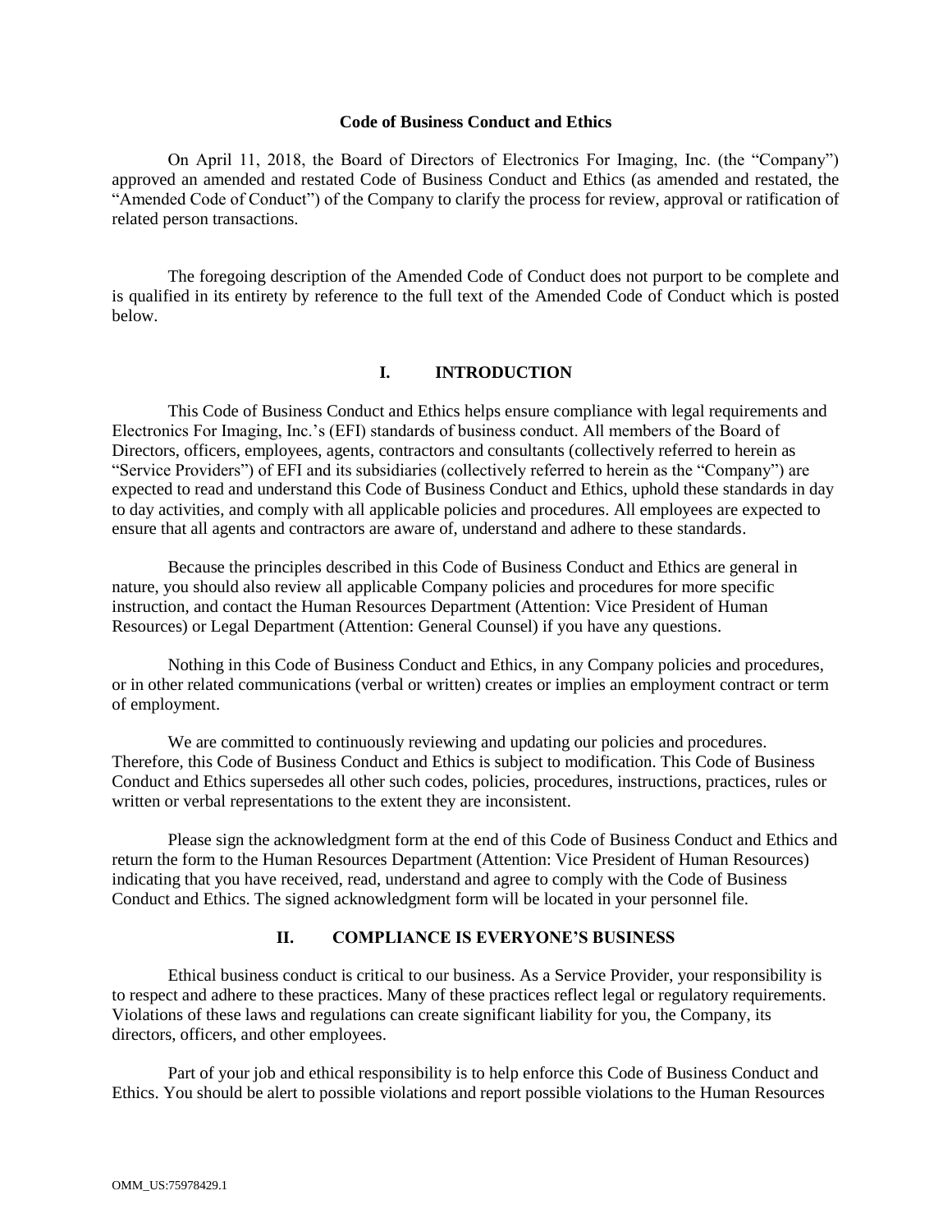**Code of Business Conduct and Ethics**

On April 11, 2018, the Board of Directors of Electronics For Imaging, Inc. (the "Company") approved an amended and restated Code of Business Conduct and Ethics (as amended and restated, the "Amended Code of Conduct") of the Company to clarify the process for review, approval or ratification of related person transactions.

The foregoing description of the Amended Code of Conduct does not purport to be complete and is qualified in its entirety by reference to the full text of the Amended Code of Conduct which is posted below.

## I. INTRODUCTION

This Code of Business Conduct and Ethics helps ensure compliance with legal requirements and Electronics For Imaging, Inc.'s (EFI) standards of business conduct. All members of the Board of Directors, officers, employees, agents, contractors and consultants (collectively referred to herein as "Service Providers") of EFI and its subsidiaries (collectively referred to herein as the "Company") are expected to read and understand this Code of Business Conduct and Ethics, uphold these standards in day to day activities, and comply with all applicable policies and procedures. All employees are expected to ensure that all agents and contractors are aware of, understand and adhere to these standards.

Because the principles described in this Code of Business Conduct and Ethics are general in nature, you should also review all applicable Company policies and procedures for more specific instruction, and contact the Human Resources Department (Attention: Vice President of Human Resources) or Legal Department (Attention: General Counsel) if you have any questions.

Nothing in this Code of Business Conduct and Ethics, in any Company policies and procedures, or in other related communications (verbal or written) creates or implies an employment contract or term of employment.

We are committed to continuously reviewing and updating our policies and procedures. Therefore, this Code of Business Conduct and Ethics is subject to modification. This Code of Business Conduct and Ethics supersedes all other such codes, policies, procedures, instructions, practices, rules or written or verbal representations to the extent they are inconsistent.

Please sign the acknowledgment form at the end of this Code of Business Conduct and Ethics and return the form to the Human Resources Department (Attention: Vice President of Human Resources) indicating that you have received, read, understand and agree to comply with the Code of Business Conduct and Ethics. The signed acknowledgment form will be located in your personnel file.

## II. COMPLIANCE IS EVERYONE'S BUSINESS

Ethical business conduct is critical to our business. As a Service Provider, your responsibility is to respect and adhere to these practices. Many of these practices reflect legal or regulatory requirements. Violations of these laws and regulations can create significant liability for you, the Company, its directors, officers, and other employees.

Part of your job and ethical responsibility is to help enforce this Code of Business Conduct and Ethics. You should be alert to possible violations and report possible violations to the Human Resources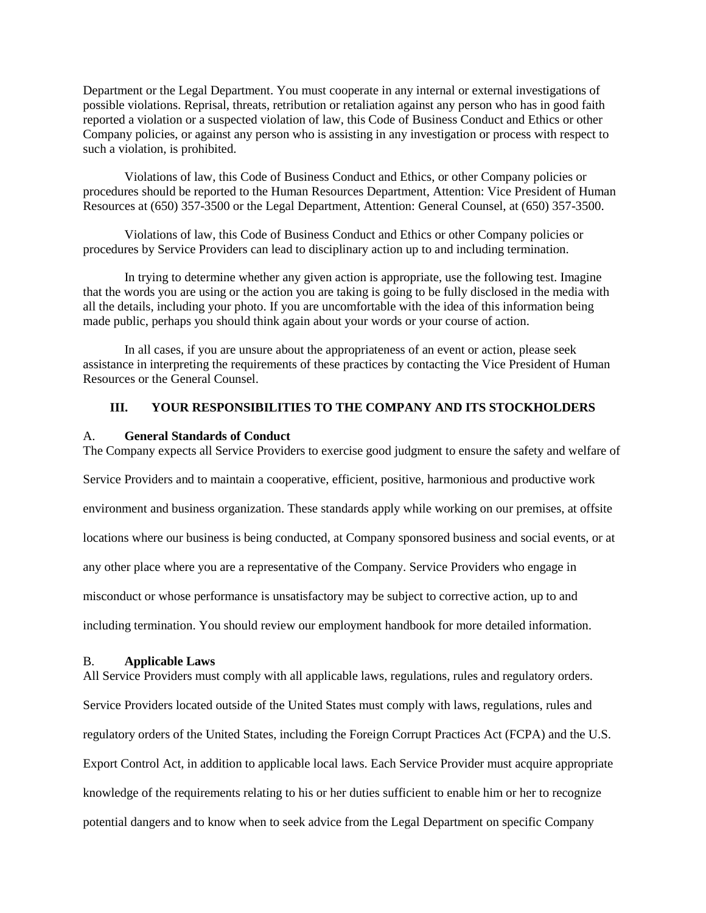Department or the Legal Department. You must cooperate in any internal or external investigations of possible violations. Reprisal, threats, retribution or retaliation against any person who has in good faith reported a violation or a suspected violation of law, this Code of Business Conduct and Ethics or other Company policies, or against any person who is assisting in any investigation or process with respect to such a violation, is prohibited.

Violations of law, this Code of Business Conduct and Ethics, or other Company policies or procedures should be reported to the Human Resources Department, Attention: Vice President of Human Resources at (650) 357-3500 or the Legal Department, Attention: General Counsel, at (650) 357-3500.

Violations of law, this Code of Business Conduct and Ethics or other Company policies or procedures by Service Providers can lead to disciplinary action up to and including termination.

In trying to determine whether any given action is appropriate, use the following test. Imagine that the words you are using or the action you are taking is going to be fully disclosed in the media with all the details, including your photo. If you are uncomfortable with the idea of this information being made public, perhaps you should think again about your words or your course of action.

In all cases, if you are unsure about the appropriateness of an event or action, please seek assistance in interpreting the requirements of these practices by contacting the Vice President of Human Resources or the General Counsel.

## III. YOUR RESPONSIBILITIES TO THE COMPANY AND ITS STOCKHOLDERS

### A. General Standards of Conduct

The Company expects all Service Providers to exercise good judgment to ensure the safety and welfare of Service Providers and to maintain a cooperative, efficient, positive, harmonious and productive work environment and business organization. These standards apply while working on our premises, at offsite locations where our business is being conducted, at Company sponsored business and social events, or at any other place where you are a representative of the Company. Service Providers who engage in misconduct or whose performance is unsatisfactory may be subject to corrective action, up to and including termination. You should review our employment handbook for more detailed information.

### B. Applicable Laws

All Service Providers must comply with all applicable laws, regulations, rules and regulatory orders. Service Providers located outside of the United States must comply with laws, regulations, rules and regulatory orders of the United States, including the Foreign Corrupt Practices Act (FCPA) and the U.S. Export Control Act, in addition to applicable local laws. Each Service Provider must acquire appropriate knowledge of the requirements relating to his or her duties sufficient to enable him or her to recognize potential dangers and to know when to seek advice from the Legal Department on specific Company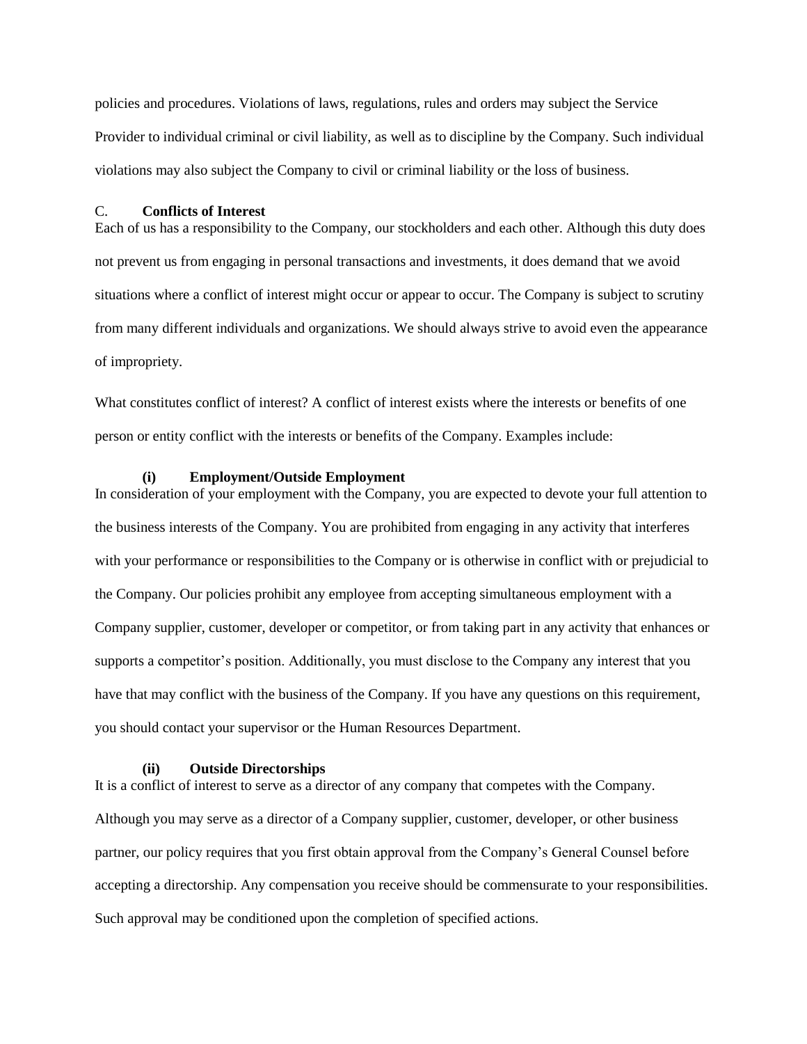policies and procedures. Violations of laws, regulations, rules and orders may subject the Service Provider to individual criminal or civil liability, as well as to discipline by the Company. Such individual violations may also subject the Company to civil or criminal liability or the loss of business.

## C. Conflicts of Interest

Each of us has a responsibility to the Company, our stockholders and each other. Although this duty does not prevent us from engaging in personal transactions and investments, it does demand that we avoid situations where a conflict of interest might occur or appear to occur. The Company is subject to scrutiny from many different individuals and organizations. We should always strive to avoid even the appearance of impropriety.

What constitutes conflict of interest? A conflict of interest exists where the interests or benefits of one person or entity conflict with the interests or benefits of the Company. Examples include:

### (i) Employment/Outside Employment

In consideration of your employment with the Company, you are expected to devote your full attention to the business interests of the Company. You are prohibited from engaging in any activity that interferes with your performance or responsibilities to the Company or is otherwise in conflict with or prejudicial to the Company. Our policies prohibit any employee from accepting simultaneous employment with a Company supplier, customer, developer or competitor, or from taking part in any activity that enhances or supports a competitor's position. Additionally, you must disclose to the Company any interest that you have that may conflict with the business of the Company. If you have any questions on this requirement, you should contact your supervisor or the Human Resources Department.

### (ii) Outside Directorships

It is a conflict of interest to serve as a director of any company that competes with the Company. Although you may serve as a director of a Company supplier, customer, developer, or other business partner, our policy requires that you first obtain approval from the Company's General Counsel before accepting a directorship. Any compensation you receive should be commensurate to your responsibilities. Such approval may be conditioned upon the completion of specified actions.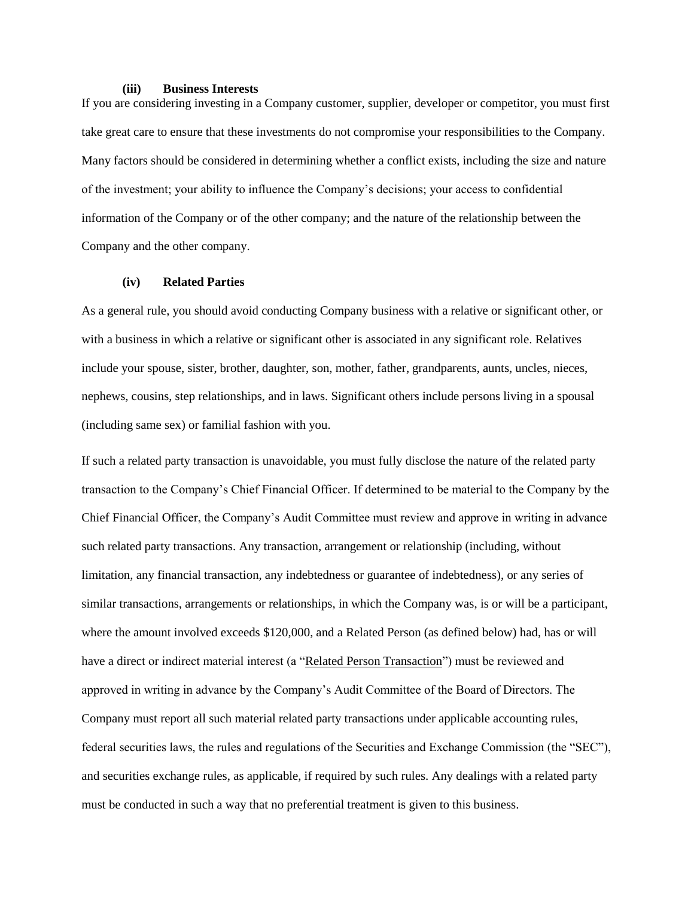#### (iii) Business Interests

If you are considering investing in a Company customer, supplier, developer or competitor, you must first take great care to ensure that these investments do not compromise your responsibilities to the Company. Many factors should be considered in determining whether a conflict exists, including the size and nature of the investment; your ability to influence the Company's decisions; your access to confidential information of the Company or of the other company; and the nature of the relationship between the Company and the other company.

#### (iv) Related Parties

As a general rule, you should avoid conducting Company business with a relative or significant other, or with a business in which a relative or significant other is associated in any significant role. Relatives include your spouse, sister, brother, daughter, son, mother, father, grandparents, aunts, uncles, nieces, nephews, cousins, step relationships, and in laws. Significant others include persons living in a spousal (including same sex) or familial fashion with you.

If such a related party transaction is unavoidable, you must fully disclose the nature of the related party transaction to the Company's Chief Financial Officer. If determined to be material to the Company by the Chief Financial Officer, the Company's Audit Committee must review and approve in writing in advance such related party transactions. Any transaction, arrangement or relationship (including, without limitation, any financial transaction, any indebtedness or guarantee of indebtedness), or any series of similar transactions, arrangements or relationships, in which the Company was, is or will be a participant, where the amount involved exceeds $120,000, and a Related Person (as defined below) had, has or will have a direct or indirect material interest (a "Related Person Transaction") must be reviewed and approved in writing in advance by the Company's Audit Committee of the Board of Directors. The Company must report all such material related party transactions under applicable accounting rules, federal securities laws, the rules and regulations of the Securities and Exchange Commission (the "SEC"), and securities exchange rules, as applicable, if required by such rules. Any dealings with a related party must be conducted in such a way that no preferential treatment is given to this business.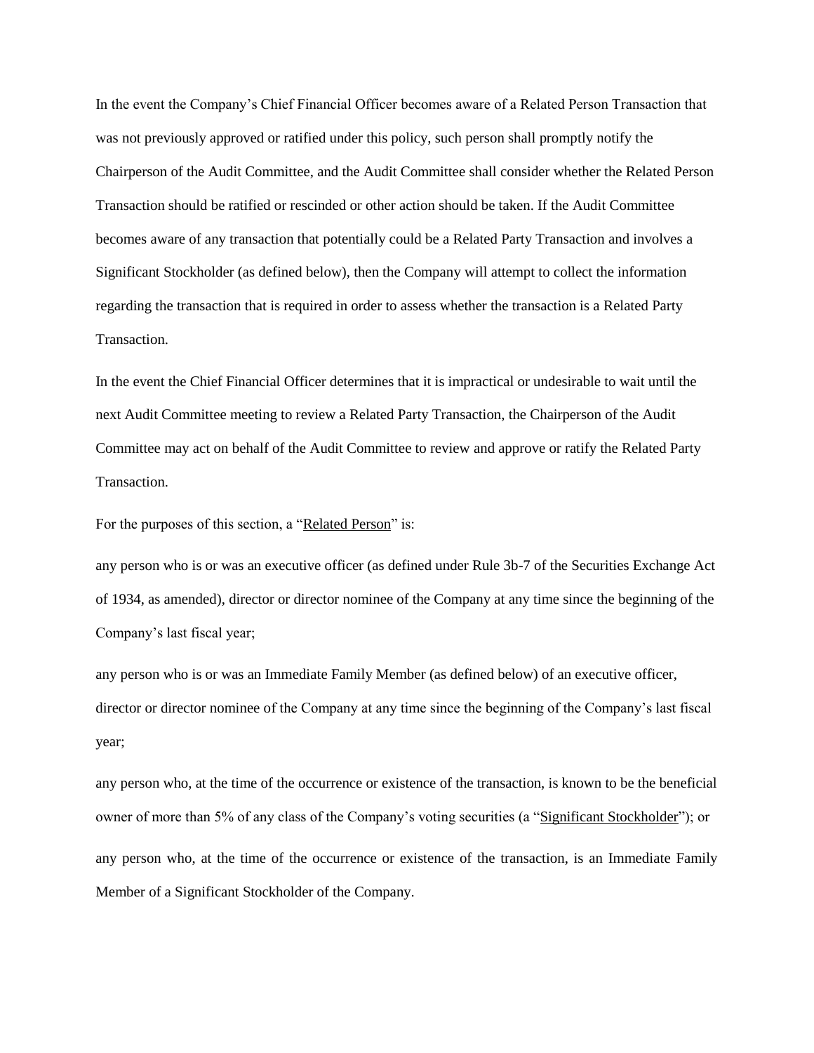In the event the Company's Chief Financial Officer becomes aware of a Related Person Transaction that was not previously approved or ratified under this policy, such person shall promptly notify the Chairperson of the Audit Committee, and the Audit Committee shall consider whether the Related Person Transaction should be ratified or rescinded or other action should be taken. If the Audit Committee becomes aware of any transaction that potentially could be a Related Party Transaction and involves a Significant Stockholder (as defined below), then the Company will attempt to collect the information regarding the transaction that is required in order to assess whether the transaction is a Related Party Transaction.

In the event the Chief Financial Officer determines that it is impractical or undesirable to wait until the next Audit Committee meeting to review a Related Party Transaction, the Chairperson of the Audit Committee may act on behalf of the Audit Committee to review and approve or ratify the Related Party Transaction.

For the purposes of this section, a "<u>Related Person</u>" is:

any person who is or was an executive officer (as defined under Rule 3b-7 of the Securities Exchange Act of 1934, as amended), director or director nominee of the Company at any time since the beginning of the Company's last fiscal year;

any person who is or was an Immediate Family Member (as defined below) of an executive officer, director or director nominee of the Company at any time since the beginning of the Company's last fiscal year;

any person who, at the time of the occurrence or existence of the transaction, is known to be the beneficial owner of more than 5% of any class of the Company's voting securities (a "<u>Significant Stockholder</u>"); or

any person who, at the time of the occurrence or existence of the transaction, is an Immediate Family Member of a Significant Stockholder of the Company.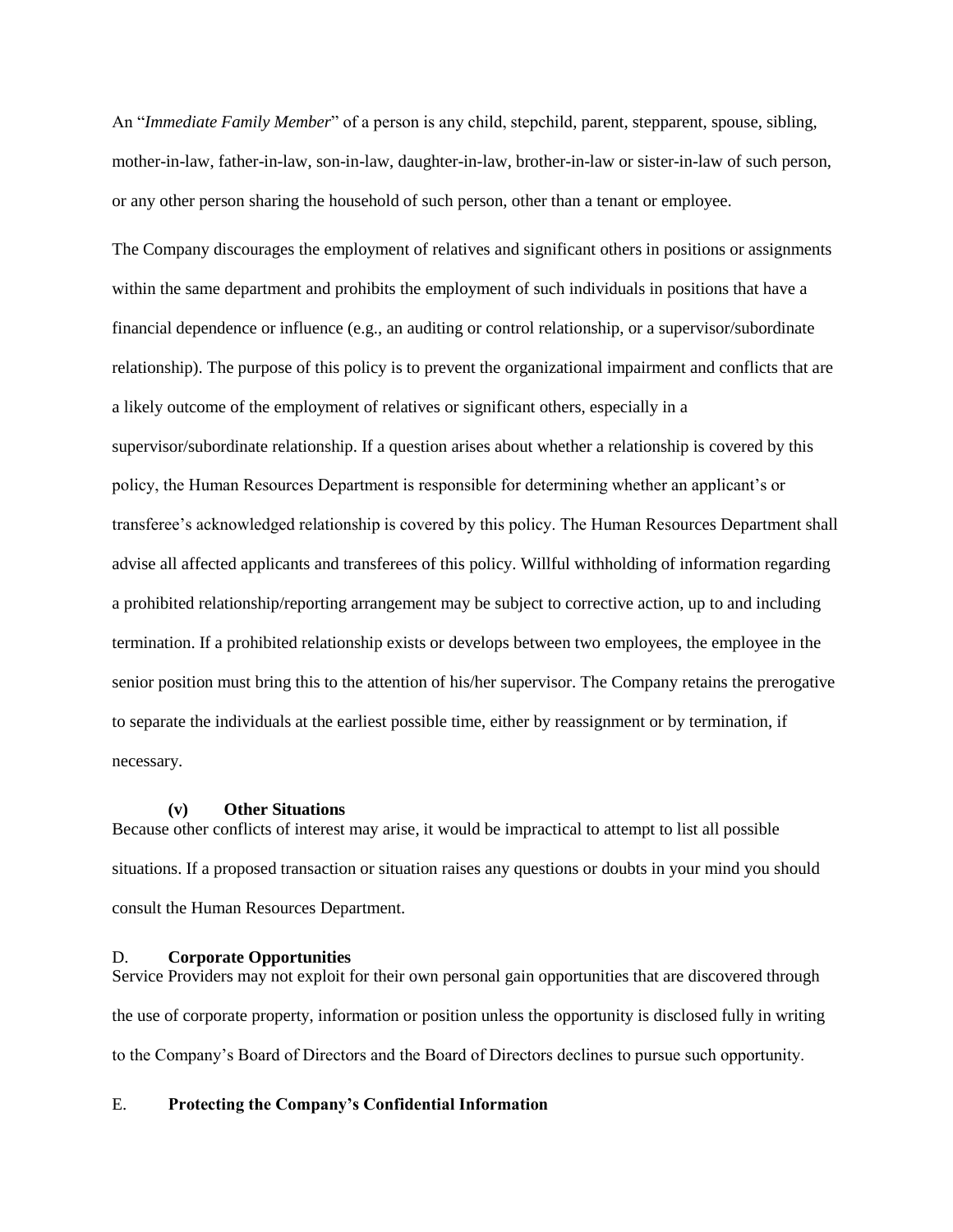An "*Immediate Family Member*" of a person is any child, stepchild, parent, stepparent, spouse, sibling, mother-in-law, father-in-law, son-in-law, daughter-in-law, brother-in-law or sister-in-law of such person, or any other person sharing the household of such person, other than a tenant or employee.

The Company discourages the employment of relatives and significant others in positions or assignments within the same department and prohibits the employment of such individuals in positions that have a financial dependence or influence (e.g., an auditing or control relationship, or a supervisor/subordinate relationship). The purpose of this policy is to prevent the organizational impairment and conflicts that are a likely outcome of the employment of relatives or significant others, especially in a supervisor/subordinate relationship. If a question arises about whether a relationship is covered by this policy, the Human Resources Department is responsible for determining whether an applicant's or transferee's acknowledged relationship is covered by this policy. The Human Resources Department shall advise all affected applicants and transferees of this policy. Willful withholding of information regarding a prohibited relationship/reporting arrangement may be subject to corrective action, up to and including termination. If a prohibited relationship exists or develops between two employees, the employee in the senior position must bring this to the attention of his/her supervisor. The Company retains the prerogative to separate the individuals at the earliest possible time, either by reassignment or by termination, if necessary.

#### (v) Other Situations

Because other conflicts of interest may arise, it would be impractical to attempt to list all possible situations. If a proposed transaction or situation raises any questions or doubts in your mind you should consult the Human Resources Department.

### D. Corporate Opportunities

Service Providers may not exploit for their own personal gain opportunities that are discovered through the use of corporate property, information or position unless the opportunity is disclosed fully in writing to the Company's Board of Directors and the Board of Directors declines to pursue such opportunity.

### E. Protecting the Company's Confidential Information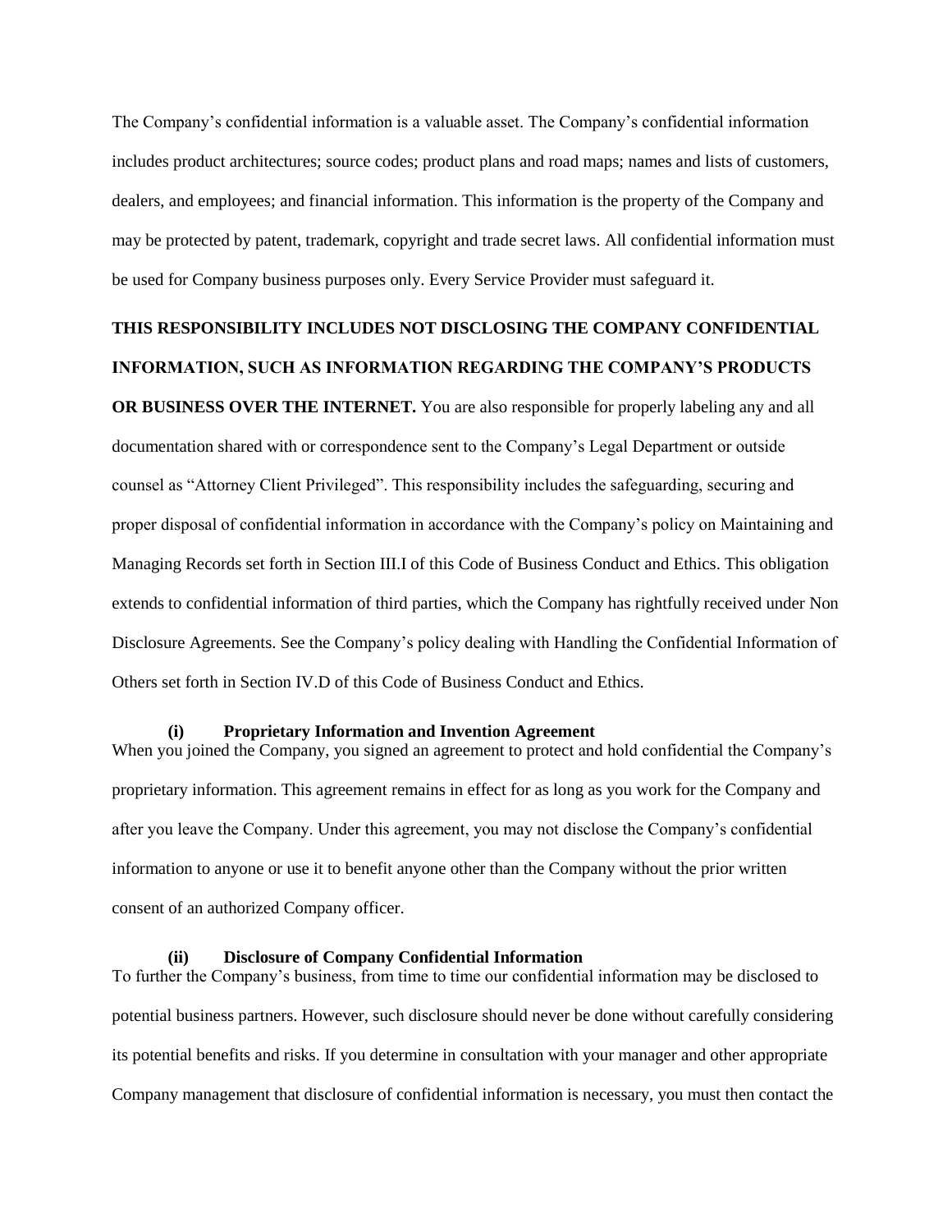The Company's confidential information is a valuable asset. The Company's confidential information includes product architectures; source codes; product plans and road maps; names and lists of customers, dealers, and employees; and financial information. This information is the property of the Company and may be protected by patent, trademark, copyright and trade secret laws. All confidential information must be used for Company business purposes only. Every Service Provider must safeguard it.

**THIS RESPONSIBILITY INCLUDES NOT DISCLOSING THE COMPANY CONFIDENTIAL INFORMATION, SUCH AS INFORMATION REGARDING THE COMPANY'S PRODUCTS OR BUSINESS OVER THE INTERNET.** You are also responsible for properly labeling any and all documentation shared with or correspondence sent to the Company's Legal Department or outside counsel as "Attorney Client Privileged". This responsibility includes the safeguarding, securing and proper disposal of confidential information in accordance with the Company's policy on Maintaining and Managing Records set forth in Section III.I of this Code of Business Conduct and Ethics. This obligation extends to confidential information of third parties, which the Company has rightfully received under Non Disclosure Agreements. See the Company's policy dealing with Handling the Confidential Information of Others set forth in Section IV.D of this Code of Business Conduct and Ethics.

**(i) Proprietary Information and Invention Agreement**

When you joined the Company, you signed an agreement to protect and hold confidential the Company's proprietary information. This agreement remains in effect for as long as you work for the Company and after you leave the Company. Under this agreement, you may not disclose the Company's confidential information to anyone or use it to benefit anyone other than the Company without the prior written consent of an authorized Company officer.

**(ii) Disclosure of Company Confidential Information**

To further the Company's business, from time to time our confidential information may be disclosed to potential business partners. However, such disclosure should never be done without carefully considering its potential benefits and risks. If you determine in consultation with your manager and other appropriate Company management that disclosure of confidential information is necessary, you must then contact the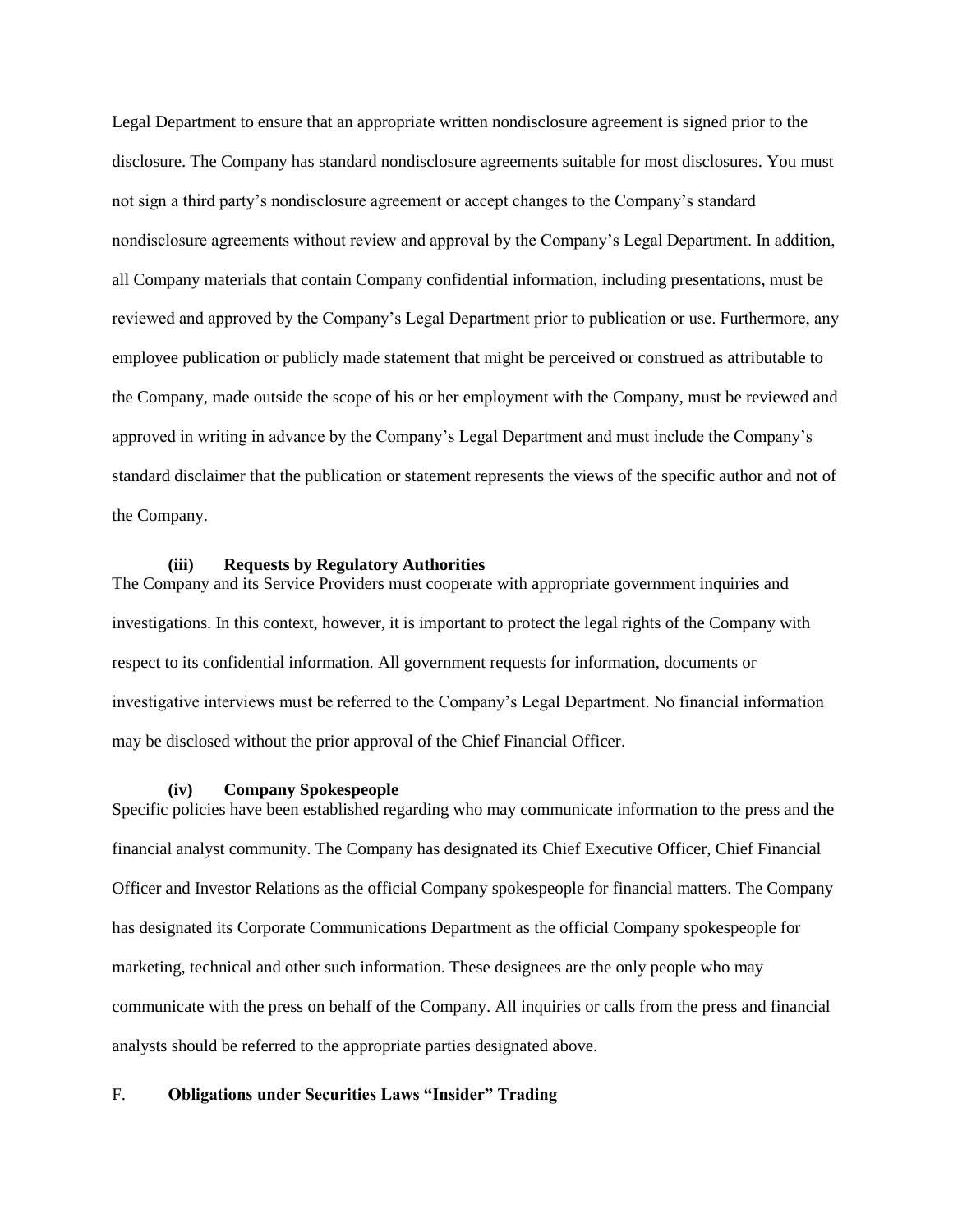Legal Department to ensure that an appropriate written nondisclosure agreement is signed prior to the disclosure. The Company has standard nondisclosure agreements suitable for most disclosures. You must not sign a third party's nondisclosure agreement or accept changes to the Company's standard nondisclosure agreements without review and approval by the Company's Legal Department. In addition, all Company materials that contain Company confidential information, including presentations, must be reviewed and approved by the Company's Legal Department prior to publication or use. Furthermore, any employee publication or publicly made statement that might be perceived or construed as attributable to the Company, made outside the scope of his or her employment with the Company, must be reviewed and approved in writing in advance by the Company's Legal Department and must include the Company's standard disclaimer that the publication or statement represents the views of the specific author and not of the Company.

#### (iii) Requests by Regulatory Authorities

The Company and its Service Providers must cooperate with appropriate government inquiries and investigations. In this context, however, it is important to protect the legal rights of the Company with respect to its confidential information. All government requests for information, documents or investigative interviews must be referred to the Company's Legal Department. No financial information may be disclosed without the prior approval of the Chief Financial Officer.

#### (iv) Company Spokespeople

Specific policies have been established regarding who may communicate information to the press and the financial analyst community. The Company has designated its Chief Executive Officer, Chief Financial Officer and Investor Relations as the official Company spokespeople for financial matters. The Company has designated its Corporate Communications Department as the official Company spokespeople for marketing, technical and other such information. These designees are the only people who may communicate with the press on behalf of the Company. All inquiries or calls from the press and financial analysts should be referred to the appropriate parties designated above.

### F. Obligations under Securities Laws "Insider" Trading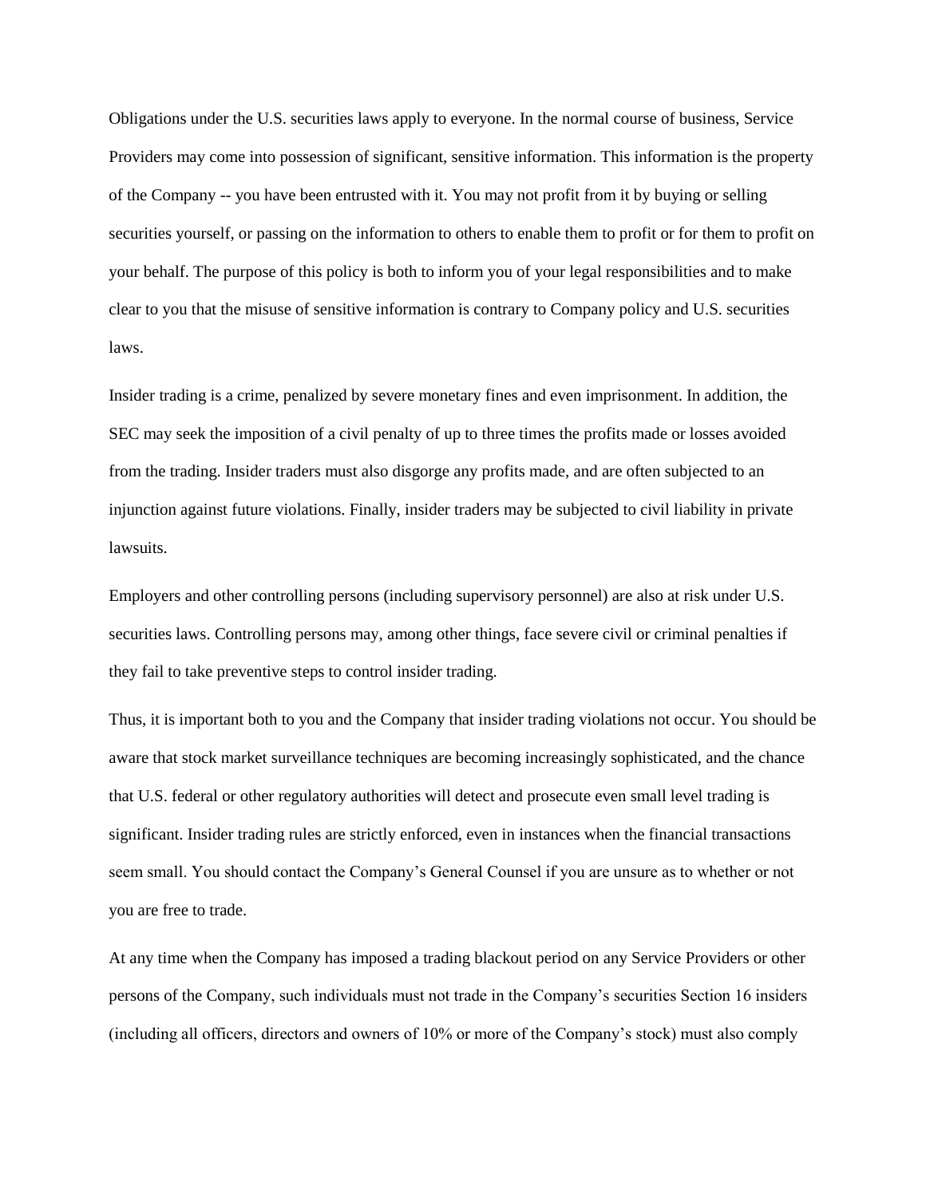Obligations under the U.S. securities laws apply to everyone. In the normal course of business, Service Providers may come into possession of significant, sensitive information. This information is the property of the Company -- you have been entrusted with it. You may not profit from it by buying or selling securities yourself, or passing on the information to others to enable them to profit or for them to profit on your behalf. The purpose of this policy is both to inform you of your legal responsibilities and to make clear to you that the misuse of sensitive information is contrary to Company policy and U.S. securities laws.

Insider trading is a crime, penalized by severe monetary fines and even imprisonment. In addition, the SEC may seek the imposition of a civil penalty of up to three times the profits made or losses avoided from the trading. Insider traders must also disgorge any profits made, and are often subjected to an injunction against future violations. Finally, insider traders may be subjected to civil liability in private lawsuits.

Employers and other controlling persons (including supervisory personnel) are also at risk under U.S. securities laws. Controlling persons may, among other things, face severe civil or criminal penalties if they fail to take preventive steps to control insider trading.

Thus, it is important both to you and the Company that insider trading violations not occur. You should be aware that stock market surveillance techniques are becoming increasingly sophisticated, and the chance that U.S. federal or other regulatory authorities will detect and prosecute even small level trading is significant. Insider trading rules are strictly enforced, even in instances when the financial transactions seem small. You should contact the Company's General Counsel if you are unsure as to whether or not you are free to trade.

At any time when the Company has imposed a trading blackout period on any Service Providers or other persons of the Company, such individuals must not trade in the Company's securities Section 16 insiders (including all officers, directors and owners of 10% or more of the Company's stock) must also comply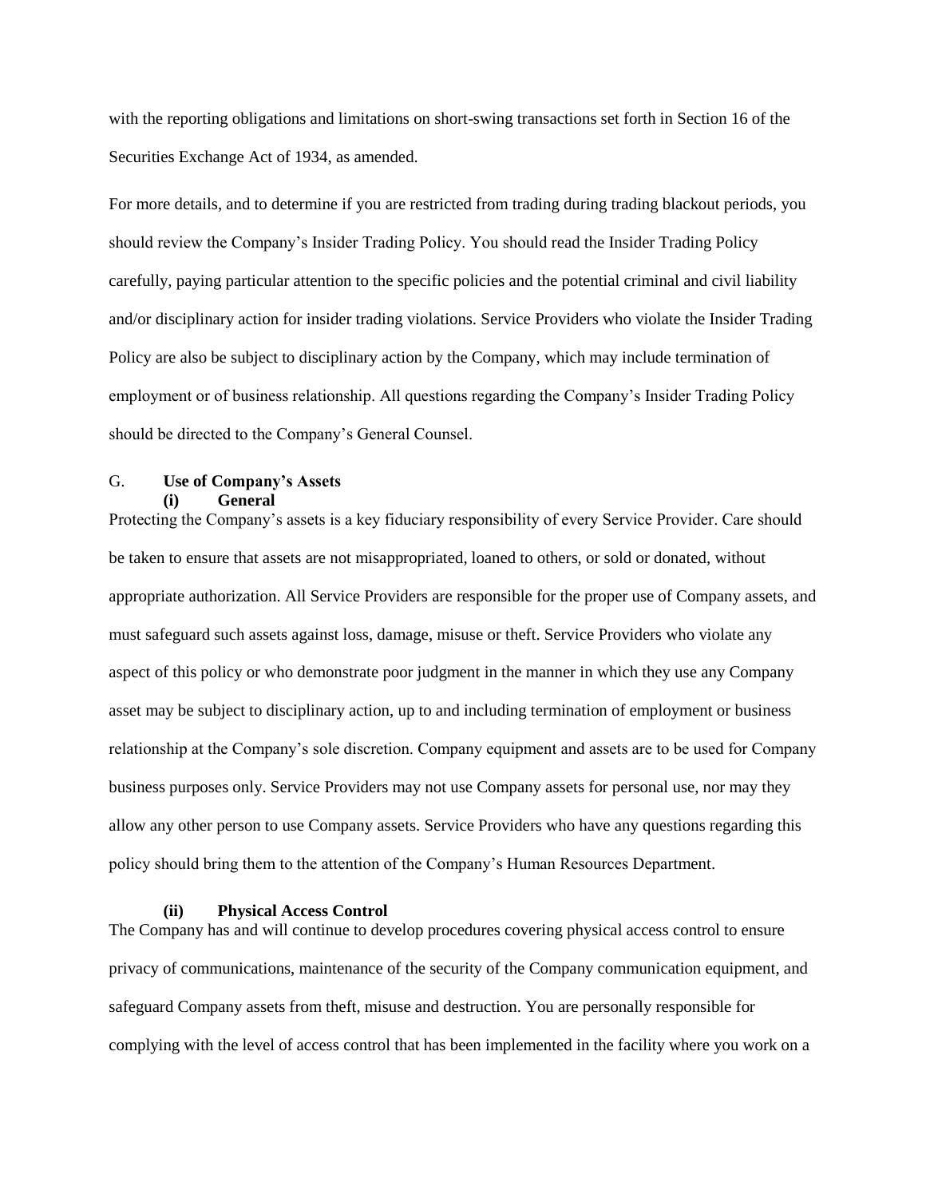with the reporting obligations and limitations on short-swing transactions set forth in Section 16 of the Securities Exchange Act of 1934, as amended.

For more details, and to determine if you are restricted from trading during trading blackout periods, you should review the Company's Insider Trading Policy. You should read the Insider Trading Policy carefully, paying particular attention to the specific policies and the potential criminal and civil liability and/or disciplinary action for insider trading violations. Service Providers who violate the Insider Trading Policy are also be subject to disciplinary action by the Company, which may include termination of employment or of business relationship. All questions regarding the Company's Insider Trading Policy should be directed to the Company's General Counsel.

## G. Use of Company's Assets

### (i) General

Protecting the Company's assets is a key fiduciary responsibility of every Service Provider. Care should be taken to ensure that assets are not misappropriated, loaned to others, or sold or donated, without appropriate authorization. All Service Providers are responsible for the proper use of Company assets, and must safeguard such assets against loss, damage, misuse or theft. Service Providers who violate any aspect of this policy or who demonstrate poor judgment in the manner in which they use any Company asset may be subject to disciplinary action, up to and including termination of employment or business relationship at the Company's sole discretion. Company equipment and assets are to be used for Company business purposes only. Service Providers may not use Company assets for personal use, nor may they allow any other person to use Company assets. Service Providers who have any questions regarding this policy should bring them to the attention of the Company's Human Resources Department.

### (ii) Physical Access Control

The Company has and will continue to develop procedures covering physical access control to ensure privacy of communications, maintenance of the security of the Company communication equipment, and safeguard Company assets from theft, misuse and destruction. You are personally responsible for complying with the level of access control that has been implemented in the facility where you work on a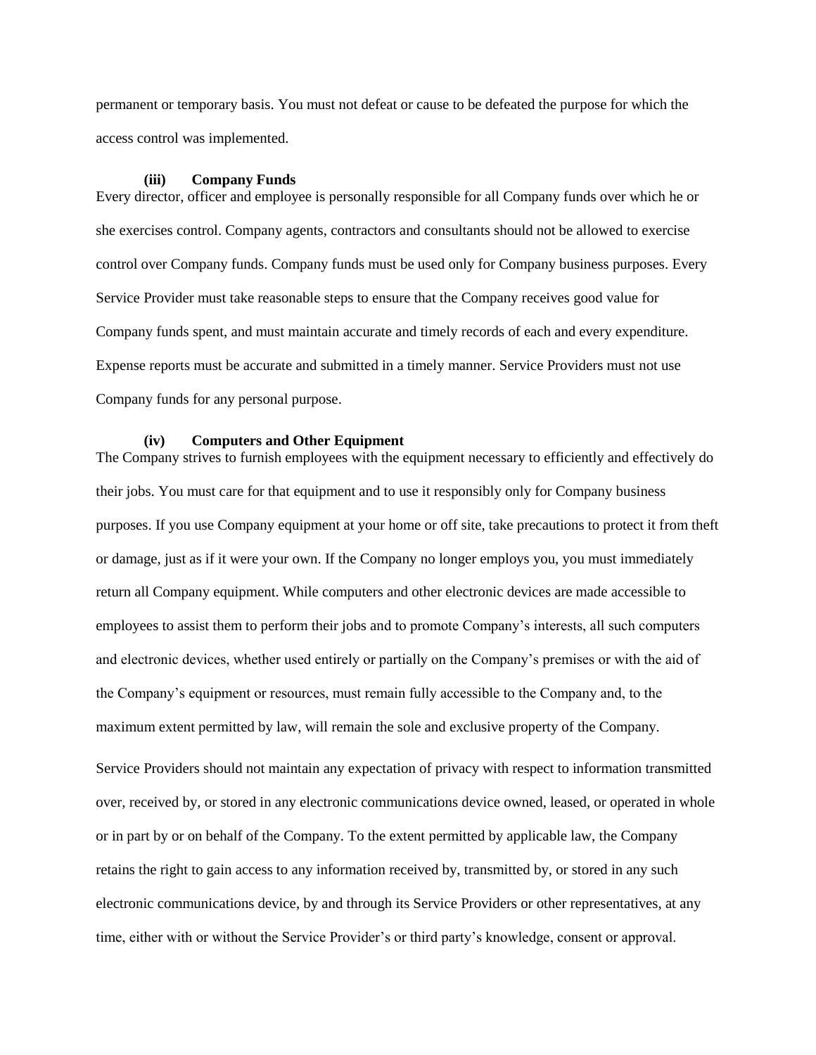permanent or temporary basis. You must not defeat or cause to be defeated the purpose for which the access control was implemented.

**(iii) Company Funds**

Every director, officer and employee is personally responsible for all Company funds over which he or she exercises control. Company agents, contractors and consultants should not be allowed to exercise control over Company funds. Company funds must be used only for Company business purposes. Every Service Provider must take reasonable steps to ensure that the Company receives good value for Company funds spent, and must maintain accurate and timely records of each and every expenditure. Expense reports must be accurate and submitted in a timely manner. Service Providers must not use Company funds for any personal purpose.

**(iv) Computers and Other Equipment**

The Company strives to furnish employees with the equipment necessary to efficiently and effectively do their jobs. You must care for that equipment and to use it responsibly only for Company business purposes. If you use Company equipment at your home or off site, take precautions to protect it from theft or damage, just as if it were your own. If the Company no longer employs you, you must immediately return all Company equipment. While computers and other electronic devices are made accessible to employees to assist them to perform their jobs and to promote Company's interests, all such computers and electronic devices, whether used entirely or partially on the Company's premises or with the aid of the Company's equipment or resources, must remain fully accessible to the Company and, to the maximum extent permitted by law, will remain the sole and exclusive property of the Company.

Service Providers should not maintain any expectation of privacy with respect to information transmitted over, received by, or stored in any electronic communications device owned, leased, or operated in whole or in part by or on behalf of the Company. To the extent permitted by applicable law, the Company retains the right to gain access to any information received by, transmitted by, or stored in any such electronic communications device, by and through its Service Providers or other representatives, at any time, either with or without the Service Provider's or third party's knowledge, consent or approval.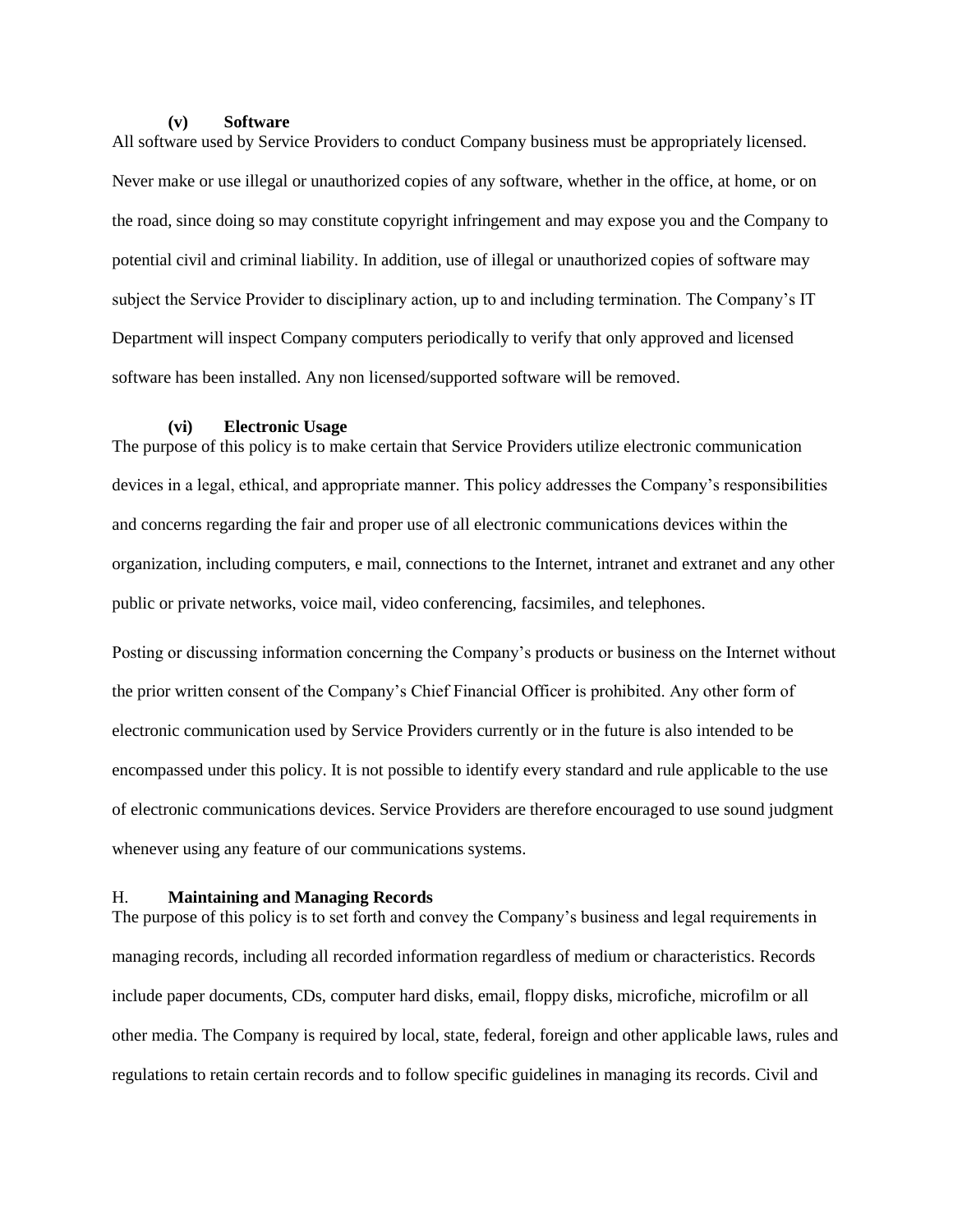#### (v) Software

All software used by Service Providers to conduct Company business must be appropriately licensed. Never make or use illegal or unauthorized copies of any software, whether in the office, at home, or on the road, since doing so may constitute copyright infringement and may expose you and the Company to potential civil and criminal liability. In addition, use of illegal or unauthorized copies of software may subject the Service Provider to disciplinary action, up to and including termination. The Company's IT Department will inspect Company computers periodically to verify that only approved and licensed software has been installed. Any non licensed/supported software will be removed.

#### (vi) Electronic Usage

The purpose of this policy is to make certain that Service Providers utilize electronic communication devices in a legal, ethical, and appropriate manner. This policy addresses the Company's responsibilities and concerns regarding the fair and proper use of all electronic communications devices within the organization, including computers, e mail, connections to the Internet, intranet and extranet and any other public or private networks, voice mail, video conferencing, facsimiles, and telephones.

Posting or discussing information concerning the Company's products or business on the Internet without the prior written consent of the Company's Chief Financial Officer is prohibited. Any other form of electronic communication used by Service Providers currently or in the future is also intended to be encompassed under this policy. It is not possible to identify every standard and rule applicable to the use of electronic communications devices. Service Providers are therefore encouraged to use sound judgment whenever using any feature of our communications systems.

### H. Maintaining and Managing Records

The purpose of this policy is to set forth and convey the Company's business and legal requirements in managing records, including all recorded information regardless of medium or characteristics. Records include paper documents, CDs, computer hard disks, email, floppy disks, microfiche, microfilm or all other media. The Company is required by local, state, federal, foreign and other applicable laws, rules and regulations to retain certain records and to follow specific guidelines in managing its records. Civil and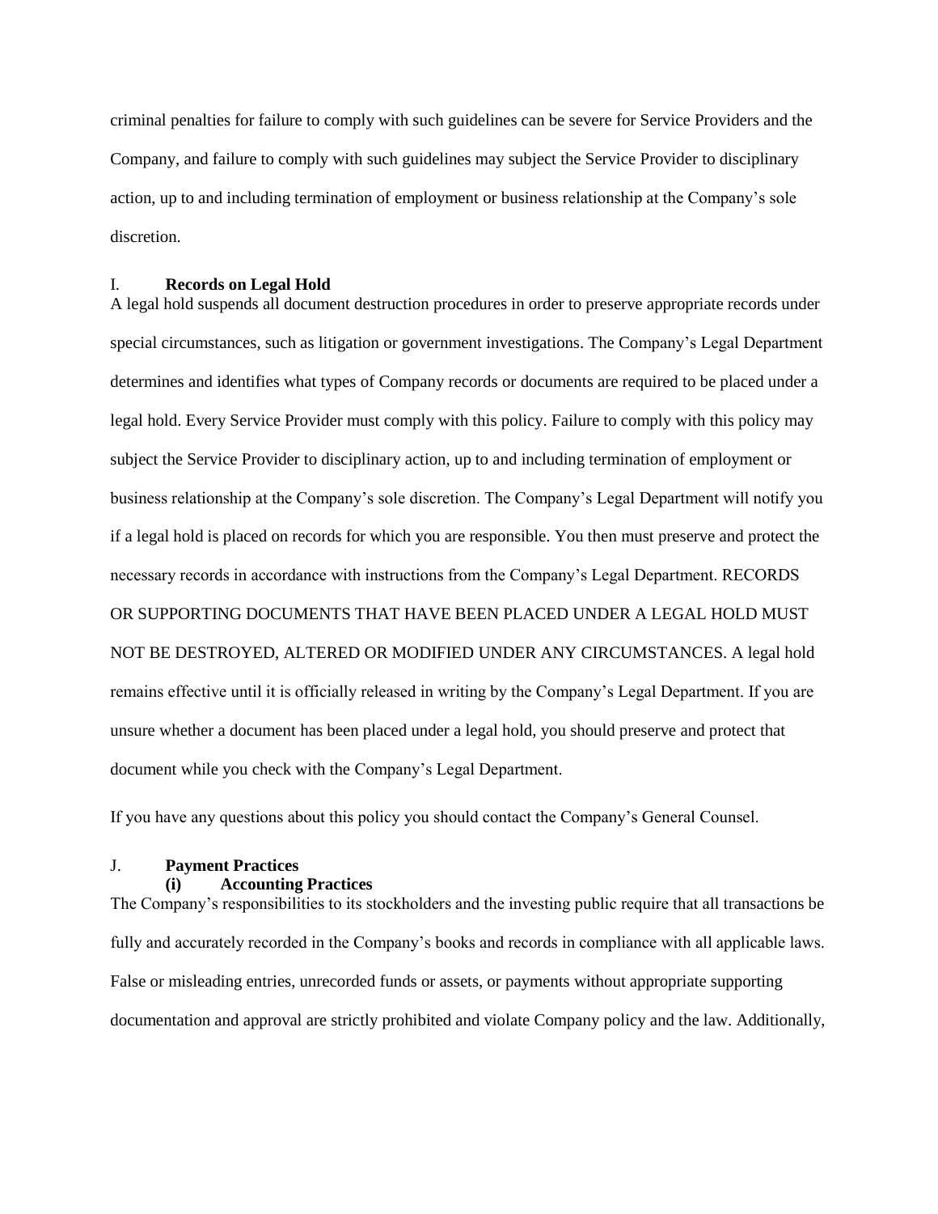criminal penalties for failure to comply with such guidelines can be severe for Service Providers and the Company, and failure to comply with such guidelines may subject the Service Provider to disciplinary action, up to and including termination of employment or business relationship at the Company's sole discretion.

## I. **Records on Legal Hold**

A legal hold suspends all document destruction procedures in order to preserve appropriate records under special circumstances, such as litigation or government investigations. The Company's Legal Department determines and identifies what types of Company records or documents are required to be placed under a legal hold. Every Service Provider must comply with this policy. Failure to comply with this policy may subject the Service Provider to disciplinary action, up to and including termination of employment or business relationship at the Company's sole discretion. The Company's Legal Department will notify you if a legal hold is placed on records for which you are responsible. You then must preserve and protect the necessary records in accordance with instructions from the Company's Legal Department. RECORDS OR SUPPORTING DOCUMENTS THAT HAVE BEEN PLACED UNDER A LEGAL HOLD MUST NOT BE DESTROYED, ALTERED OR MODIFIED UNDER ANY CIRCUMSTANCES. A legal hold remains effective until it is officially released in writing by the Company's Legal Department. If you are unsure whether a document has been placed under a legal hold, you should preserve and protect that document while you check with the Company's Legal Department.

If you have any questions about this policy you should contact the Company's General Counsel.

## J. **Payment Practices**

### **(i) Accounting Practices**

The Company's responsibilities to its stockholders and the investing public require that all transactions be fully and accurately recorded in the Company's books and records in compliance with all applicable laws. False or misleading entries, unrecorded funds or assets, or payments without appropriate supporting documentation and approval are strictly prohibited and violate Company policy and the law. Additionally,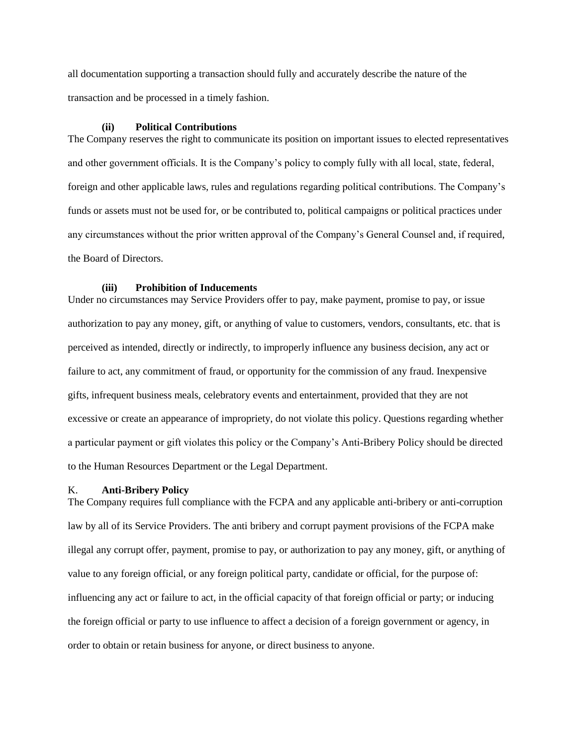all documentation supporting a transaction should fully and accurately describe the nature of the transaction and be processed in a timely fashion.

#### (ii) Political Contributions

The Company reserves the right to communicate its position on important issues to elected representatives and other government officials. It is the Company's policy to comply fully with all local, state, federal, foreign and other applicable laws, rules and regulations regarding political contributions. The Company's funds or assets must not be used for, or be contributed to, political campaigns or political practices under any circumstances without the prior written approval of the Company's General Counsel and, if required, the Board of Directors.

#### (iii) Prohibition of Inducements

Under no circumstances may Service Providers offer to pay, make payment, promise to pay, or issue authorization to pay any money, gift, or anything of value to customers, vendors, consultants, etc. that is perceived as intended, directly or indirectly, to improperly influence any business decision, any act or failure to act, any commitment of fraud, or opportunity for the commission of any fraud. Inexpensive gifts, infrequent business meals, celebratory events and entertainment, provided that they are not excessive or create an appearance of impropriety, do not violate this policy. Questions regarding whether a particular payment or gift violates this policy or the Company's Anti-Bribery Policy should be directed to the Human Resources Department or the Legal Department.

### K. Anti-Bribery Policy

The Company requires full compliance with the FCPA and any applicable anti-bribery or anti-corruption law by all of its Service Providers. The anti bribery and corrupt payment provisions of the FCPA make illegal any corrupt offer, payment, promise to pay, or authorization to pay any money, gift, or anything of value to any foreign official, or any foreign political party, candidate or official, for the purpose of: influencing any act or failure to act, in the official capacity of that foreign official or party; or inducing the foreign official or party to use influence to affect a decision of a foreign government or agency, in order to obtain or retain business for anyone, or direct business to anyone.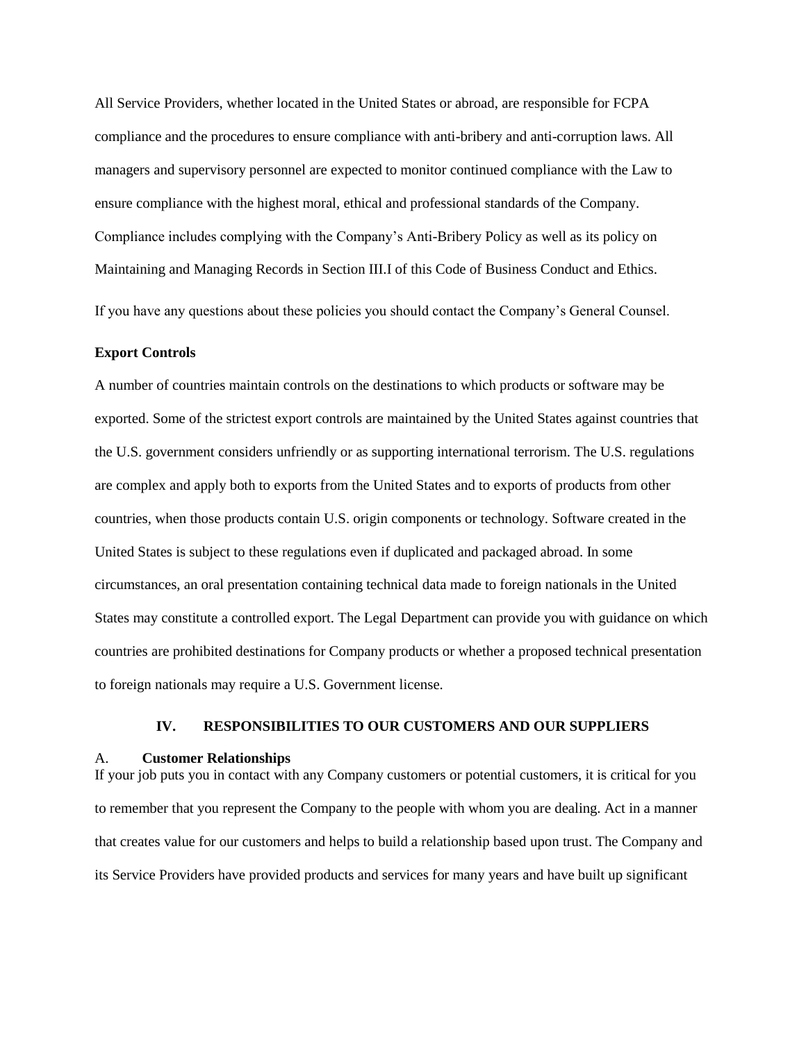All Service Providers, whether located in the United States or abroad, are responsible for FCPA compliance and the procedures to ensure compliance with anti-bribery and anti-corruption laws. All managers and supervisory personnel are expected to monitor continued compliance with the Law to ensure compliance with the highest moral, ethical and professional standards of the Company. Compliance includes complying with the Company's Anti-Bribery Policy as well as its policy on Maintaining and Managing Records in Section III.I of this Code of Business Conduct and Ethics.

If you have any questions about these policies you should contact the Company's General Counsel.

**Export Controls**

A number of countries maintain controls on the destinations to which products or software may be exported. Some of the strictest export controls are maintained by the United States against countries that the U.S. government considers unfriendly or as supporting international terrorism. The U.S. regulations are complex and apply both to exports from the United States and to exports of products from other countries, when those products contain U.S. origin components or technology. Software created in the United States is subject to these regulations even if duplicated and packaged abroad. In some circumstances, an oral presentation containing technical data made to foreign nationals in the United States may constitute a controlled export. The Legal Department can provide you with guidance on which countries are prohibited destinations for Company products or whether a proposed technical presentation to foreign nationals may require a U.S. Government license.

## IV. RESPONSIBILITIES TO OUR CUSTOMERS AND OUR SUPPLIERS

### A. Customer Relationships

If your job puts you in contact with any Company customers or potential customers, it is critical for you to remember that you represent the Company to the people with whom you are dealing. Act in a manner that creates value for our customers and helps to build a relationship based upon trust. The Company and its Service Providers have provided products and services for many years and have built up significant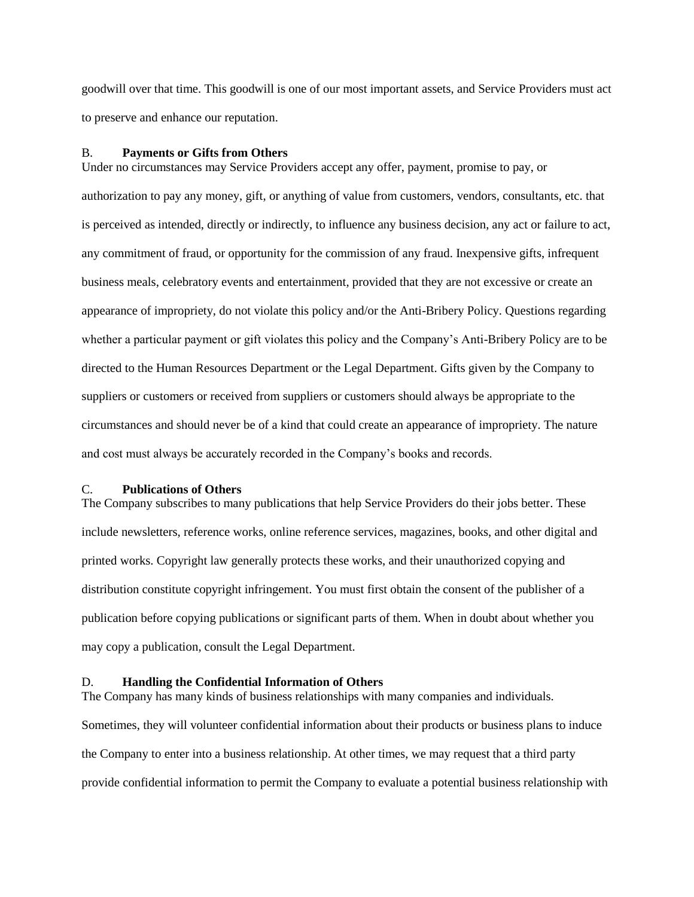goodwill over that time. This goodwill is one of our most important assets, and Service Providers must act to preserve and enhance our reputation.

### B. **Payments or Gifts from Others**

Under no circumstances may Service Providers accept any offer, payment, promise to pay, or authorization to pay any money, gift, or anything of value from customers, vendors, consultants, etc. that is perceived as intended, directly or indirectly, to influence any business decision, any act or failure to act, any commitment of fraud, or opportunity for the commission of any fraud. Inexpensive gifts, infrequent business meals, celebratory events and entertainment, provided that they are not excessive or create an appearance of impropriety, do not violate this policy and/or the Anti-Bribery Policy. Questions regarding whether a particular payment or gift violates this policy and the Company's Anti-Bribery Policy are to be directed to the Human Resources Department or the Legal Department. Gifts given by the Company to suppliers or customers or received from suppliers or customers should always be appropriate to the circumstances and should never be of a kind that could create an appearance of impropriety. The nature and cost must always be accurately recorded in the Company's books and records.

### C. **Publications of Others**

The Company subscribes to many publications that help Service Providers do their jobs better. These include newsletters, reference works, online reference services, magazines, books, and other digital and printed works. Copyright law generally protects these works, and their unauthorized copying and distribution constitute copyright infringement. You must first obtain the consent of the publisher of a publication before copying publications or significant parts of them. When in doubt about whether you may copy a publication, consult the Legal Department.

### D. **Handling the Confidential Information of Others**

The Company has many kinds of business relationships with many companies and individuals. Sometimes, they will volunteer confidential information about their products or business plans to induce the Company to enter into a business relationship. At other times, we may request that a third party provide confidential information to permit the Company to evaluate a potential business relationship with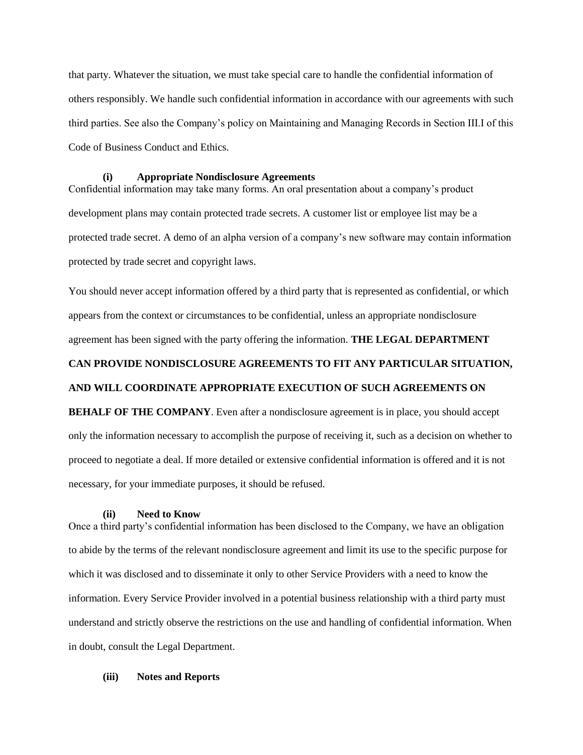that party. Whatever the situation, we must take special care to handle the confidential information of others responsibly. We handle such confidential information in accordance with our agreements with such third parties. See also the Company's policy on Maintaining and Managing Records in Section III.I of this Code of Business Conduct and Ethics.

**(i) Appropriate Nondisclosure Agreements**

Confidential information may take many forms. An oral presentation about a company's product development plans may contain protected trade secrets. A customer list or employee list may be a protected trade secret. A demo of an alpha version of a company's new software may contain information protected by trade secret and copyright laws.

You should never accept information offered by a third party that is represented as confidential, or which appears from the context or circumstances to be confidential, unless an appropriate nondisclosure agreement has been signed with the party offering the information. **THE LEGAL DEPARTMENT CAN PROVIDE NONDISCLOSURE AGREEMENTS TO FIT ANY PARTICULAR SITUATION, AND WILL COORDINATE APPROPRIATE EXECUTION OF SUCH AGREEMENTS ON BEHALF OF THE COMPANY**. Even after a nondisclosure agreement is in place, you should accept only the information necessary to accomplish the purpose of receiving it, such as a decision on whether to proceed to negotiate a deal. If more detailed or extensive confidential information is offered and it is not necessary, for your immediate purposes, it should be refused.

**(ii) Need to Know**

Once a third party's confidential information has been disclosed to the Company, we have an obligation to abide by the terms of the relevant nondisclosure agreement and limit its use to the specific purpose for which it was disclosed and to disseminate it only to other Service Providers with a need to know the information. Every Service Provider involved in a potential business relationship with a third party must understand and strictly observe the restrictions on the use and handling of confidential information. When in doubt, consult the Legal Department.

**(iii) Notes and Reports**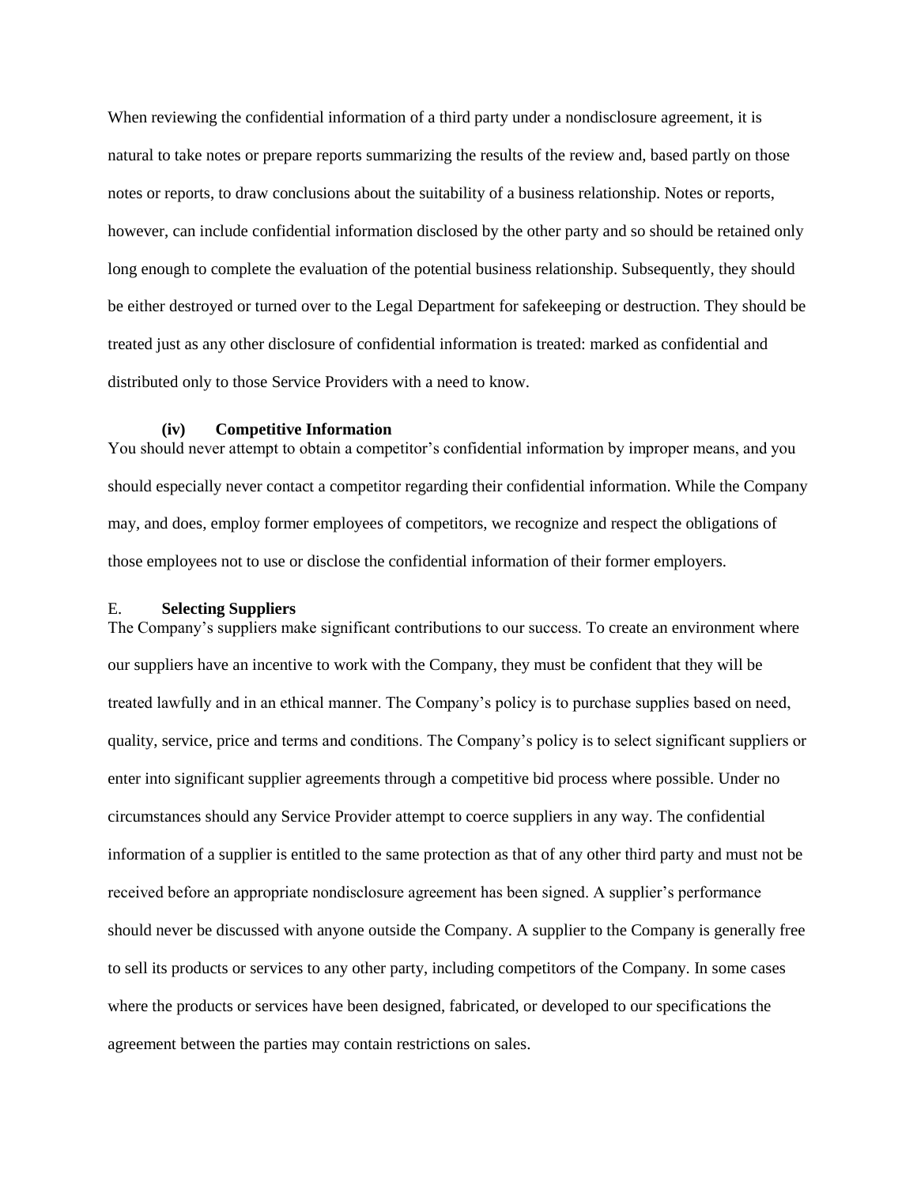When reviewing the confidential information of a third party under a nondisclosure agreement, it is natural to take notes or prepare reports summarizing the results of the review and, based partly on those notes or reports, to draw conclusions about the suitability of a business relationship. Notes or reports, however, can include confidential information disclosed by the other party and so should be retained only long enough to complete the evaluation of the potential business relationship. Subsequently, they should be either destroyed or turned over to the Legal Department for safekeeping or destruction. They should be treated just as any other disclosure of confidential information is treated: marked as confidential and distributed only to those Service Providers with a need to know.

#### (iv) Competitive Information

You should never attempt to obtain a competitor's confidential information by improper means, and you should especially never contact a competitor regarding their confidential information. While the Company may, and does, employ former employees of competitors, we recognize and respect the obligations of those employees not to use or disclose the confidential information of their former employers.

### E. Selecting Suppliers

The Company's suppliers make significant contributions to our success. To create an environment where our suppliers have an incentive to work with the Company, they must be confident that they will be treated lawfully and in an ethical manner. The Company's policy is to purchase supplies based on need, quality, service, price and terms and conditions. The Company's policy is to select significant suppliers or enter into significant supplier agreements through a competitive bid process where possible. Under no circumstances should any Service Provider attempt to coerce suppliers in any way. The confidential information of a supplier is entitled to the same protection as that of any other third party and must not be received before an appropriate nondisclosure agreement has been signed. A supplier's performance should never be discussed with anyone outside the Company. A supplier to the Company is generally free to sell its products or services to any other party, including competitors of the Company. In some cases where the products or services have been designed, fabricated, or developed to our specifications the agreement between the parties may contain restrictions on sales.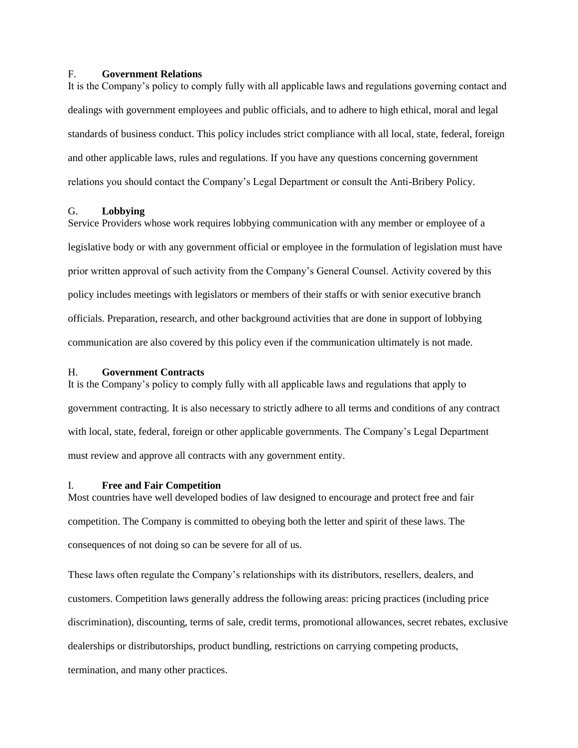### F. Government Relations

It is the Company's policy to comply fully with all applicable laws and regulations governing contact and dealings with government employees and public officials, and to adhere to high ethical, moral and legal standards of business conduct. This policy includes strict compliance with all local, state, federal, foreign and other applicable laws, rules and regulations. If you have any questions concerning government relations you should contact the Company's Legal Department or consult the Anti-Bribery Policy.

### G. Lobbying

Service Providers whose work requires lobbying communication with any member or employee of a legislative body or with any government official or employee in the formulation of legislation must have prior written approval of such activity from the Company's General Counsel. Activity covered by this policy includes meetings with legislators or members of their staffs or with senior executive branch officials. Preparation, research, and other background activities that are done in support of lobbying communication are also covered by this policy even if the communication ultimately is not made.

### H. Government Contracts

It is the Company's policy to comply fully with all applicable laws and regulations that apply to government contracting. It is also necessary to strictly adhere to all terms and conditions of any contract with local, state, federal, foreign or other applicable governments. The Company's Legal Department must review and approve all contracts with any government entity.

### I. Free and Fair Competition

Most countries have well developed bodies of law designed to encourage and protect free and fair competition. The Company is committed to obeying both the letter and spirit of these laws. The consequences of not doing so can be severe for all of us.

These laws often regulate the Company's relationships with its distributors, resellers, dealers, and customers. Competition laws generally address the following areas: pricing practices (including price discrimination), discounting, terms of sale, credit terms, promotional allowances, secret rebates, exclusive dealerships or distributorships, product bundling, restrictions on carrying competing products, termination, and many other practices.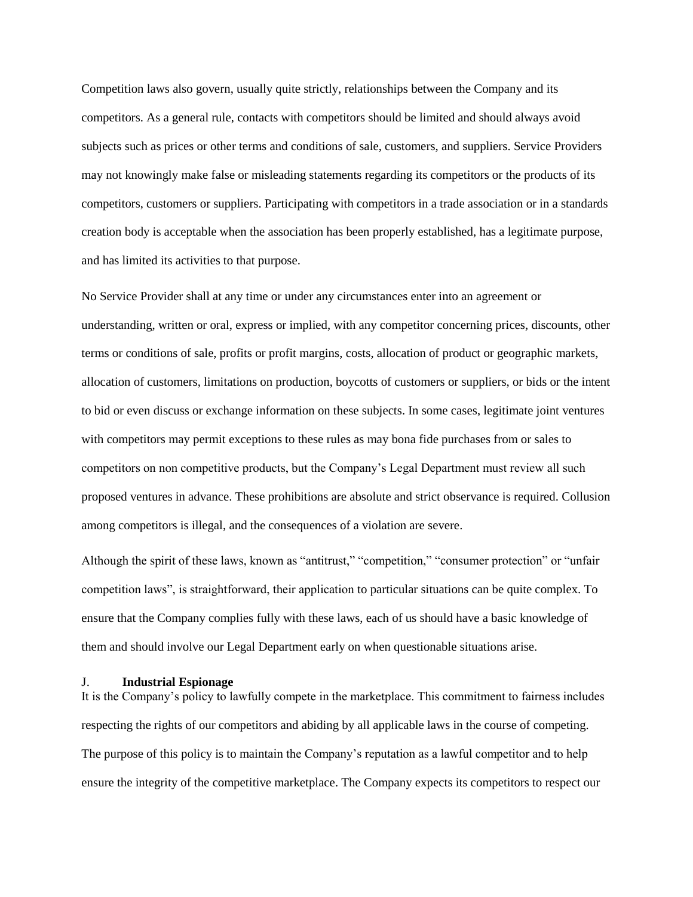Competition laws also govern, usually quite strictly, relationships between the Company and its competitors. As a general rule, contacts with competitors should be limited and should always avoid subjects such as prices or other terms and conditions of sale, customers, and suppliers. Service Providers may not knowingly make false or misleading statements regarding its competitors or the products of its competitors, customers or suppliers. Participating with competitors in a trade association or in a standards creation body is acceptable when the association has been properly established, has a legitimate purpose, and has limited its activities to that purpose.

No Service Provider shall at any time or under any circumstances enter into an agreement or understanding, written or oral, express or implied, with any competitor concerning prices, discounts, other terms or conditions of sale, profits or profit margins, costs, allocation of product or geographic markets, allocation of customers, limitations on production, boycotts of customers or suppliers, or bids or the intent to bid or even discuss or exchange information on these subjects. In some cases, legitimate joint ventures with competitors may permit exceptions to these rules as may bona fide purchases from or sales to competitors on non competitive products, but the Company's Legal Department must review all such proposed ventures in advance. These prohibitions are absolute and strict observance is required. Collusion among competitors is illegal, and the consequences of a violation are severe.

Although the spirit of these laws, known as "antitrust," "competition," "consumer protection" or "unfair competition laws", is straightforward, their application to particular situations can be quite complex. To ensure that the Company complies fully with these laws, each of us should have a basic knowledge of them and should involve our Legal Department early on when questionable situations arise.

## J. **Industrial Espionage**

It is the Company's policy to lawfully compete in the marketplace. This commitment to fairness includes respecting the rights of our competitors and abiding by all applicable laws in the course of competing. The purpose of this policy is to maintain the Company's reputation as a lawful competitor and to help ensure the integrity of the competitive marketplace. The Company expects its competitors to respect our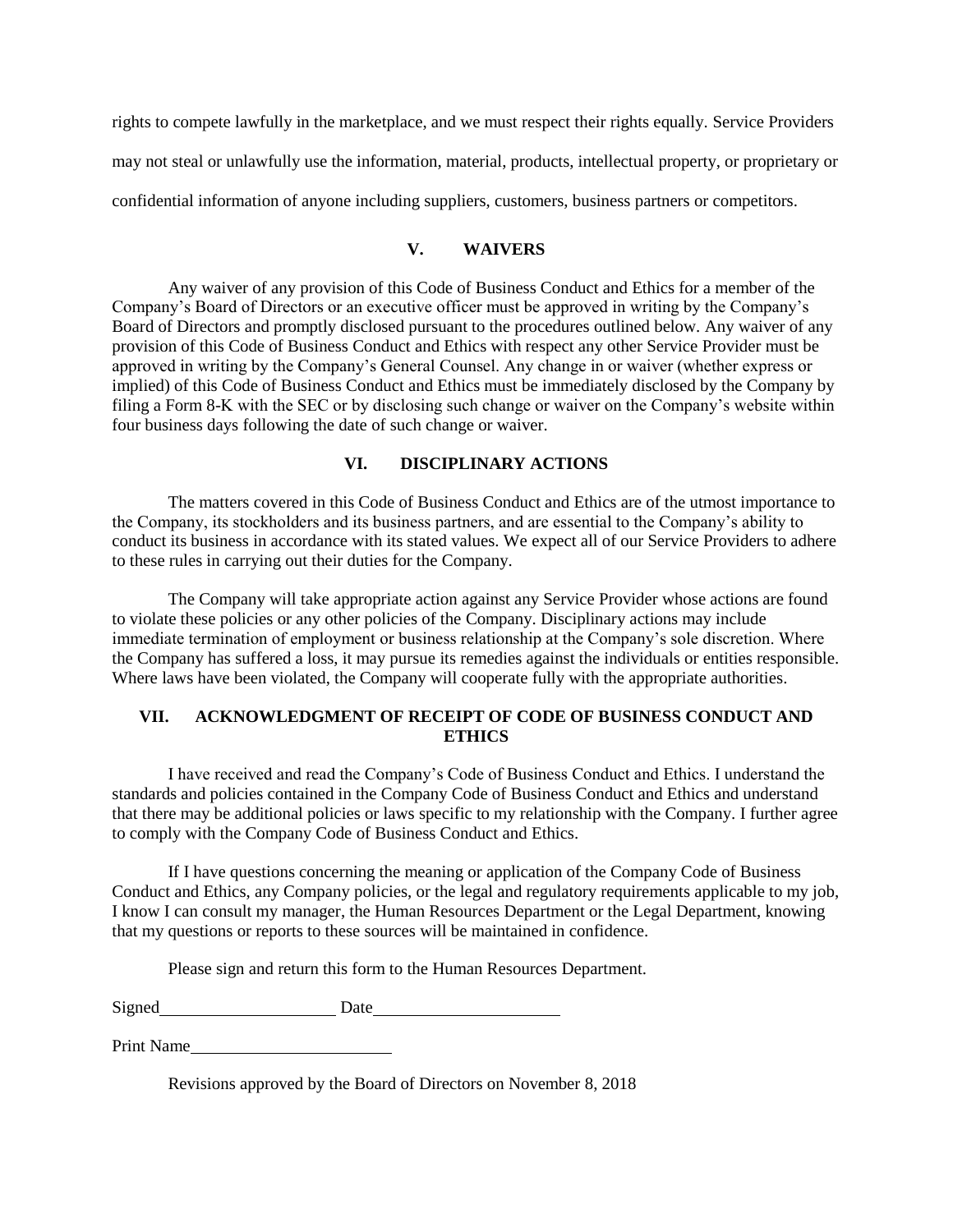rights to compete lawfully in the marketplace, and we must respect their rights equally. Service Providers may not steal or unlawfully use the information, material, products, intellectual property, or proprietary or confidential information of anyone including suppliers, customers, business partners or competitors.

## V. WAIVERS

Any waiver of any provision of this Code of Business Conduct and Ethics for a member of the Company's Board of Directors or an executive officer must be approved in writing by the Company's Board of Directors and promptly disclosed pursuant to the procedures outlined below. Any waiver of any provision of this Code of Business Conduct and Ethics with respect any other Service Provider must be approved in writing by the Company's General Counsel. Any change in or waiver (whether express or implied) of this Code of Business Conduct and Ethics must be immediately disclosed by the Company by filing a Form 8-K with the SEC or by disclosing such change or waiver on the Company's website within four business days following the date of such change or waiver.

## VI. DISCIPLINARY ACTIONS

The matters covered in this Code of Business Conduct and Ethics are of the utmost importance to the Company, its stockholders and its business partners, and are essential to the Company's ability to conduct its business in accordance with its stated values. We expect all of our Service Providers to adhere to these rules in carrying out their duties for the Company.

The Company will take appropriate action against any Service Provider whose actions are found to violate these policies or any other policies of the Company. Disciplinary actions may include immediate termination of employment or business relationship at the Company's sole discretion. Where the Company has suffered a loss, it may pursue its remedies against the individuals or entities responsible. Where laws have been violated, the Company will cooperate fully with the appropriate authorities.

## VII. ACKNOWLEDGMENT OF RECEIPT OF CODE OF BUSINESS CONDUCT AND ETHICS

I have received and read the Company's Code of Business Conduct and Ethics. I understand the standards and policies contained in the Company Code of Business Conduct and Ethics and understand that there may be additional policies or laws specific to my relationship with the Company. I further agree to comply with the Company Code of Business Conduct and Ethics.

If I have questions concerning the meaning or application of the Company Code of Business Conduct and Ethics, any Company policies, or the legal and regulatory requirements applicable to my job, I know I can consult my manager, the Human Resources Department or the Legal Department, knowing that my questions or reports to these sources will be maintained in confidence.

Please sign and return this form to the Human Resources Department.

Signed\_\_\_\_\_\_\_\_\_\_\_\_\_\_\_\_\_\_\_\_ Date\_\_\_\_\_\_\_\_\_\_\_\_\_\_\_\_\_\_\_\_

Print Name\_\_\_\_\_\_\_\_\_\_\_\_\_\_\_\_\_\_\_\_

Revisions approved by the Board of Directors on November 8, 2018